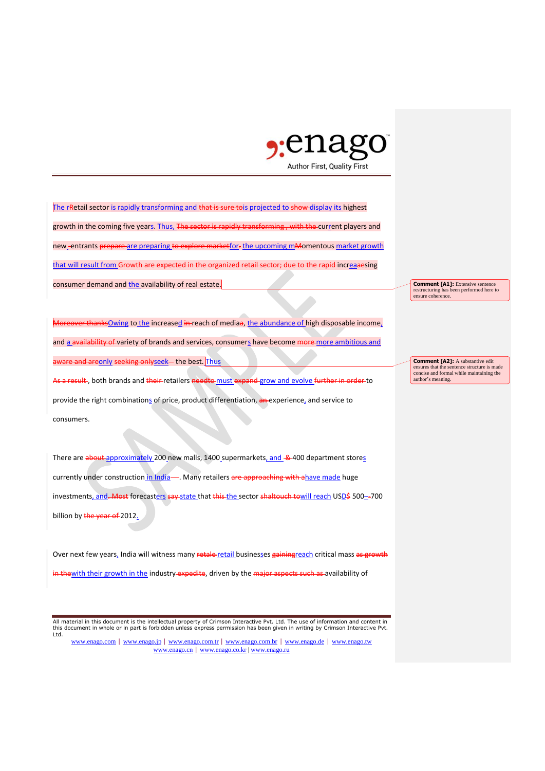The r~~R~~etail sector is rapidly transforming and ~~that is sure to~~is projected to ~~show~~ display its highest growth in the coming five years. Thus, ~~The sector is rapidly transforming , with the~~ current players and new ~~-~~entrants ~~prepare~~ are preparing ~~to explore market~~for~~.~~ the upcoming m~~M~~omentous market growth that will result from ~~Growth are expected in the organized retail sector; due to the rapid~~ increa~~ae~~sing consumer demand and the availability of real estate.

> **Comment [A1]:** Extensive sentence restructuring has been performed here to ensure coherence.

~~Moreover thanks~~Owing to the increased ~~in~~ reach of media~~a~~, the abundance of high disposable income, and a ~~availability of~~ variety of brands and services, consumers have become ~~more~~ more ambitious and ~~aware and are~~only ~~seeking only~~seek~~–~~ the best. Thus ~~As a result~~, both brands and ~~their~~ retailers ~~needto~~ must ~~expand~~ grow and evolve ~~further in order~~ to provide the right combinations of price, product differentiation, ~~an~~ experience, and service to consumers.

> **Comment [A2]:** A substantive edit ensures that the sentence structure is made concise and formal while maintaining the author's meaning.

There are ~~about~~ approximately 200 new malls, 1400 supermarkets, and ~~&~~ 400 department stores currently under construction in India~~—~~. Many retailers ~~are approaching with a~~have made huge investments, and~~. Most~~ forecasters ~~say~~ state that ~~this~~ the sector ~~shaltouch to~~will reach USD~~$~~ 500–~~-~~700 billion by ~~the year of~~ 2012.

Over next few years, India will witness many ~~retale~~ retail businesses ~~gaining~~reach critical mass ~~as growth in the~~with their growth in the industry ~~expedite~~, driven by the ~~major aspects such as~~ availability of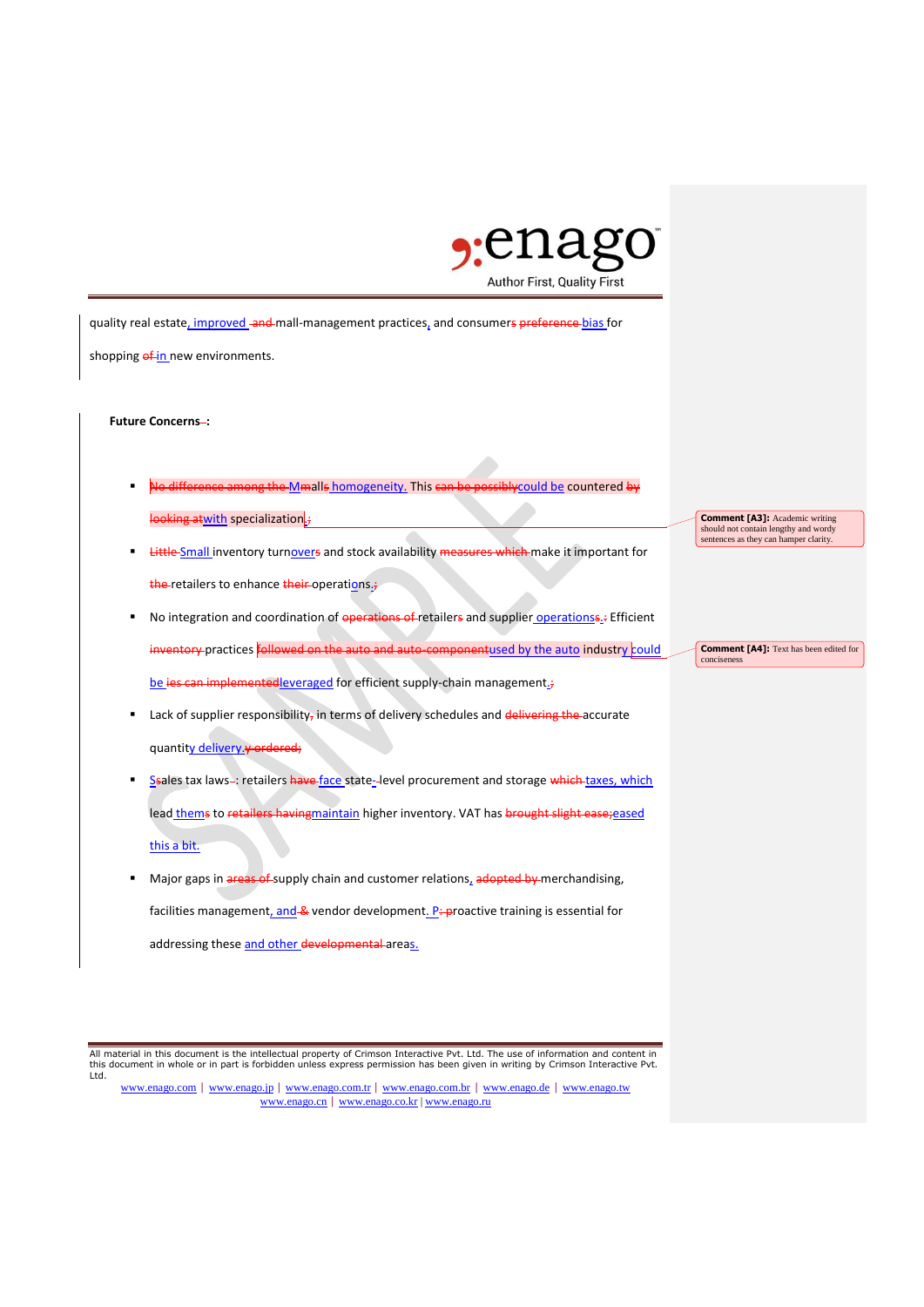quality real estate, improved ~~and~~ mall-management practices, and consumers ~~preference~~ bias for shopping ~~of~~ in new environments.

**Future Concerns–:**

- ~~No difference among the~~ Mmalls homogeneity. This ~~can be possibly~~ could be countered ~~by looking at~~ with specialization.;
- ~~Little~~ Small inventory turnovers and stock availability ~~measures which~~ make it important for ~~the~~ retailers to enhance ~~their~~ operations.;
- No integration and coordination of ~~operations of~~ retailers and supplier operationss.: Efficient ~~inventory~~ practices ~~followed on the auto and auto-component~~ used by the auto industry could be ~~ies can implemented~~ leveraged for efficient supply-chain management.;
- Lack of supplier responsibility, in terms of delivery schedules and ~~delivering the~~ accurate quantity delivery.~~y ordered;~~
- Ssales tax laws–: retailers ~~have~~ face state-level procurement and storage ~~which~~ taxes, which lead thems to ~~retailers having~~ maintain higher inventory. VAT has ~~brought slight ease;~~ eased this a bit.
- Major gaps in ~~areas of~~ supply chain and customer relations, ~~adopted by~~ merchandising, facilities management, and ~~&~~ vendor development. P: ~~p~~roactive training is essential for addressing these and other ~~developmental~~ areas.

**Comment [A3]:** Academic writing should not contain lengthy and wordy sentences as they can hamper clarity.

**Comment [A4]:** Text has been edited for conciseness

All material in this document is the intellectual property of Crimson Interactive Pvt. Ltd. The use of information and content in this document in whole or in part is forbidden unless express permission has been given in writing by Crimson Interactive Pvt. Ltd.

www.enago.com | www.enago.jp | www.enago.com.tr | www.enago.com.br | www.enago.de | www.enago.tw
www.enago.cn | www.enago.co.kr | www.enago.ru